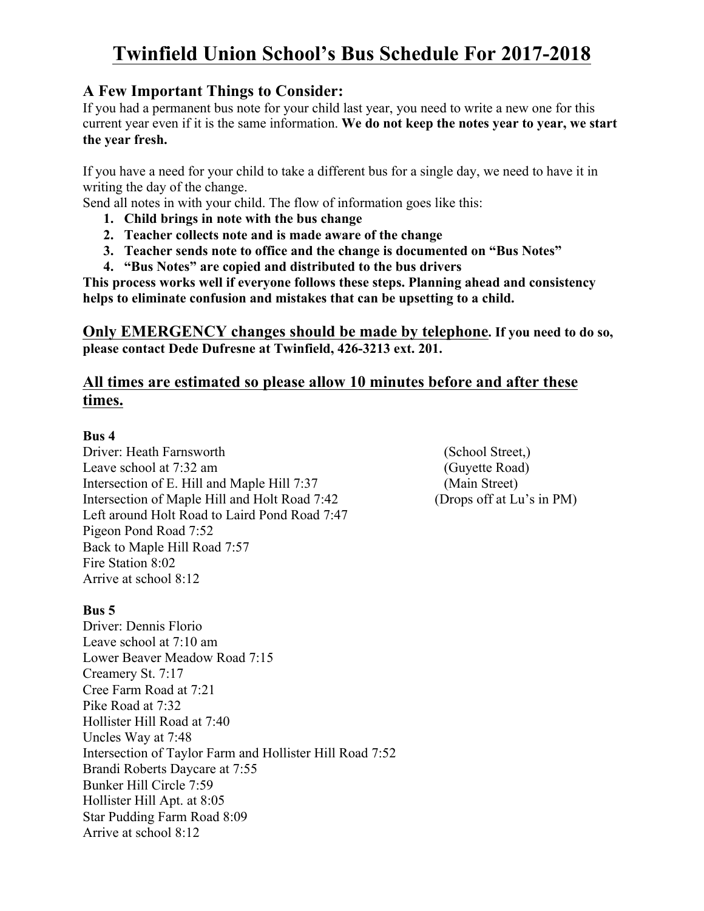# Twinfield Union School's Bus Schedule For 2017-2018

## A Few Important Things to Consider:

If you had a permanent bus note for your child last year, you need to write a new one for this current year even if it is the same information. **We do not keep the notes year to year, we start the year fresh.**

If you have a need for your child to take a different bus for a single day, we need to have it in writing the day of the change.

Send all notes in with your child. The flow of information goes like this:

1. **Child brings in note with the bus change**
2. **Teacher collects note and is made aware of the change**
3. **Teacher sends note to office and the change is documented on "Bus Notes"**
4. **"Bus Notes" are copied and distributed to the bus drivers**

**This process works well if everyone follows these steps. Planning ahead and consistency helps to eliminate confusion and mistakes that can be upsetting to a child.**

**Only EMERGENCY changes should be made by telephone. If you need to do so, please contact Dede Dufresne at Twinfield, 426-3213 ext. 201.**

**All times are estimated so please allow 10 minutes before and after these times.**

**Bus 4**

Driver: Heath Farnsworth
Leave school at 7:32 am
Intersection of E. Hill and Maple Hill 7:37
Intersection of Maple Hill and Holt Road 7:42
Left around Holt Road to Laird Pond Road 7:47
Pigeon Pond Road 7:52
Back to Maple Hill Road 7:57
Fire Station 8:02
Arrive at school 8:12

(School Street,)
(Guyette Road)
(Main Street)
(Drops off at Lu's in PM)

**Bus 5**

Driver: Dennis Florio
Leave school at 7:10 am
Lower Beaver Meadow Road 7:15
Creamery St. 7:17
Cree Farm Road at 7:21
Pike Road at 7:32
Hollister Hill Road at 7:40
Uncles Way at 7:48
Intersection of Taylor Farm and Hollister Hill Road 7:52
Brandi Roberts Daycare at 7:55
Bunker Hill Circle 7:59
Hollister Hill Apt. at 8:05
Star Pudding Farm Road 8:09
Arrive at school 8:12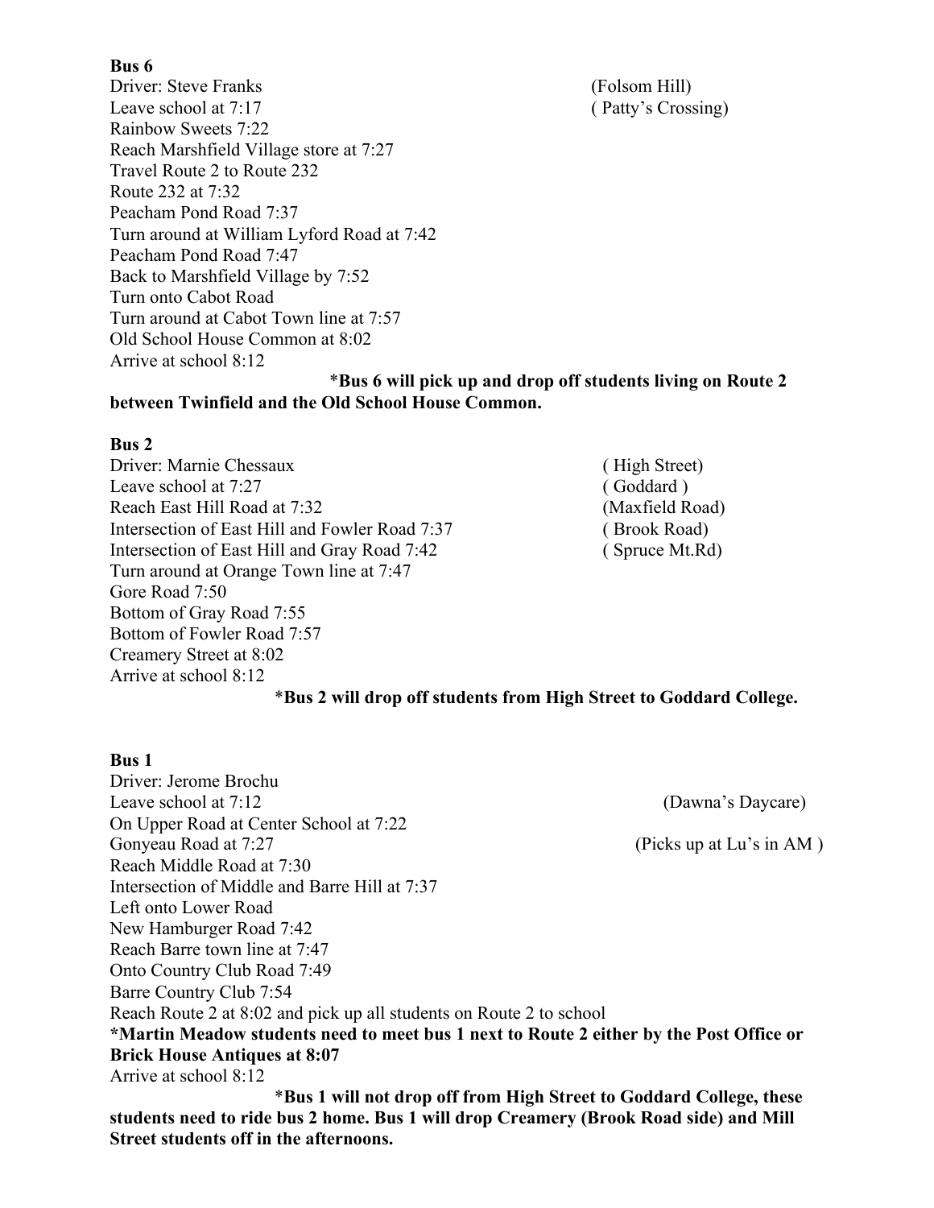**Bus 6**

Driver: Steve Franks

Leave school at 7:17

Rainbow Sweets 7:22

Reach Marshfield Village store at 7:27

Travel Route 2 to Route 232

Route 232 at 7:32

Peacham Pond Road 7:37

Turn around at William Lyford Road at 7:42

Peacham Pond Road 7:47

Back to Marshfield Village by 7:52

Turn onto Cabot Road

Turn around at Cabot Town line at 7:57

Old School House Common at 8:02

Arrive at school 8:12

(Folsom Hill)

( Patty's Crossing)

***Bus 6 will pick up and drop off students living on Route 2 between Twinfield and the Old School House Common.**

**Bus 2**

Driver: Marnie Chessaux

Leave school at 7:27

Reach East Hill Road at 7:32

Intersection of East Hill and Fowler Road 7:37

Intersection of East Hill and Gray Road 7:42

Turn around at Orange Town line at 7:47

Gore Road 7:50

Bottom of Gray Road 7:55

Bottom of Fowler Road 7:57

Creamery Street at 8:02

Arrive at school 8:12

( High Street)

( Goddard )

(Maxfield Road)

( Brook Road)

( Spruce Mt.Rd)

***Bus 2 will drop off students from High Street to Goddard College.**

**Bus 1**

Driver: Jerome Brochu

Leave school at 7:12

On Upper Road at Center School at 7:22

Gonyeau Road at 7:27

Reach Middle Road at 7:30

Intersection of Middle and Barre Hill at 7:37

Left onto Lower Road

New Hamburger Road 7:42

Reach Barre town line at 7:47

Onto Country Club Road 7:49

Barre Country Club 7:54

Reach Route 2 at 8:02 and pick up all students on Route 2 to school

**\*Martin Meadow students need to meet bus 1 next to Route 2 either by the Post Office or Brick House Antiques at 8:07**

Arrive at school 8:12

(Dawna's Daycare)

(Picks up at Lu's in AM )

***Bus 1 will not drop off from High Street to Goddard College, these students need to ride bus 2 home. Bus 1 will drop Creamery (Brook Road side) and Mill Street students off in the afternoons.**